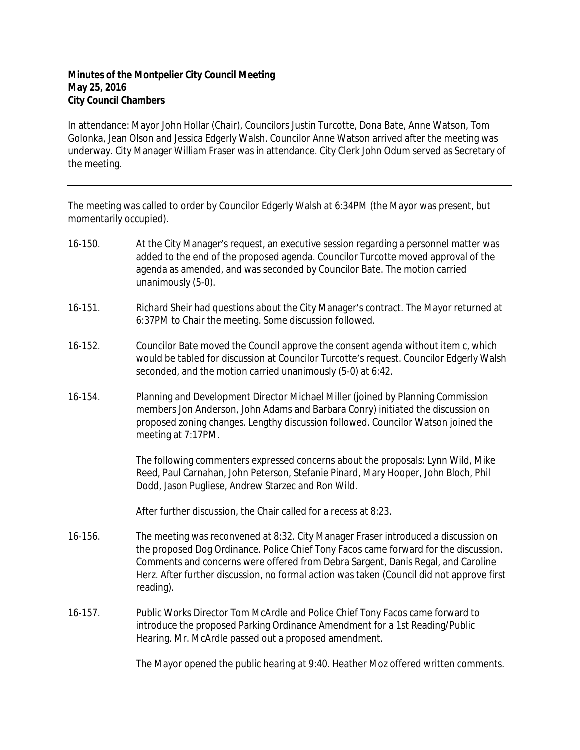**Minutes of the Montpelier City Council Meeting**
**May 25, 2016**
**City Council Chambers**

In attendance: Mayor John Hollar (Chair), Councilors Justin Turcotte, Dona Bate, Anne Watson, Tom Golonka, Jean Olson and Jessica Edgerly Walsh. Councilor Anne Watson arrived after the meeting was underway. City Manager William Fraser was in attendance. City Clerk John Odum served as Secretary of the meeting.

---

The meeting was called to order by Councilor Edgerly Walsh at 6:34PM (the Mayor was present, but momentarily occupied).

16-150. At the City Manager's request, an executive session regarding a personnel matter was added to the end of the proposed agenda. Councilor Turcotte moved approval of the agenda as amended, and was seconded by Councilor Bate. The motion carried unanimously (5-0).

16-151. Richard Sheir had questions about the City Manager's contract. The Mayor returned at 6:37PM to Chair the meeting. Some discussion followed.

16-152. Councilor Bate moved the Council approve the consent agenda without item c, which would be tabled for discussion at Councilor Turcotte's request. Councilor Edgerly Walsh seconded, and the motion carried unanimously (5-0) at 6:42.

16-154. Planning and Development Director Michael Miller (joined by Planning Commission members Jon Anderson, John Adams and Barbara Conry) initiated the discussion on proposed zoning changes. Lengthy discussion followed. Councilor Watson joined the meeting at 7:17PM.

The following commenters expressed concerns about the proposals: Lynn Wild, Mike Reed, Paul Carnahan, John Peterson, Stefanie Pinard, Mary Hooper, John Bloch, Phil Dodd, Jason Pugliese, Andrew Starzec and Ron Wild.

After further discussion, the Chair called for a recess at 8:23.

16-156. The meeting was reconvened at 8:32. City Manager Fraser introduced a discussion on the proposed Dog Ordinance. Police Chief Tony Facos came forward for the discussion. Comments and concerns were offered from Debra Sargent, Danis Regal, and Caroline Herz. After further discussion, no formal action was taken (Council did not approve first reading).

16-157. Public Works Director Tom McArdle and Police Chief Tony Facos came forward to introduce the proposed Parking Ordinance Amendment for a 1st Reading/Public Hearing. Mr. McArdle passed out a proposed amendment.

The Mayor opened the public hearing at 9:40. Heather Moz offered written comments.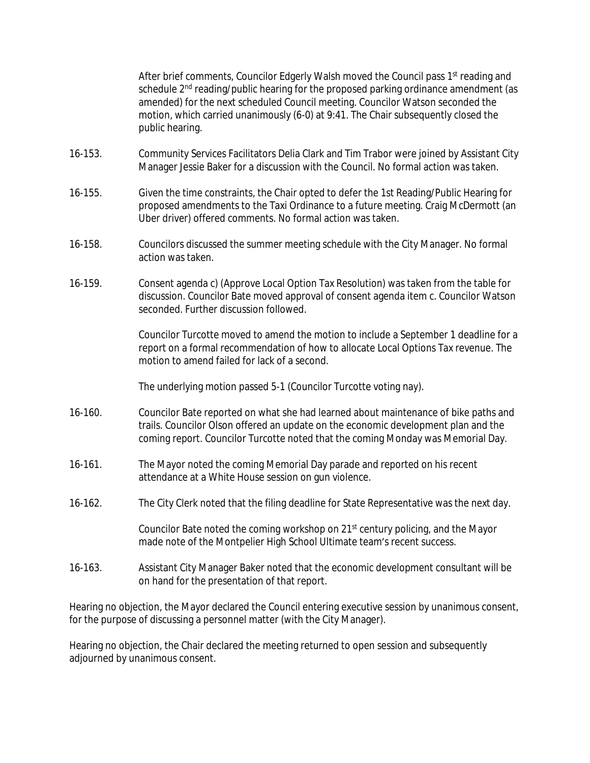After brief comments, Councilor Edgerly Walsh moved the Council pass 1st reading and schedule 2nd reading/public hearing for the proposed parking ordinance amendment (as amended) for the next scheduled Council meeting. Councilor Watson seconded the motion, which carried unanimously (6-0) at 9:41. The Chair subsequently closed the public hearing.

16-153. Community Services Facilitators Delia Clark and Tim Trabor were joined by Assistant City Manager Jessie Baker for a discussion with the Council. No formal action was taken.

16-155. Given the time constraints, the Chair opted to defer the 1st Reading/Public Hearing for proposed amendments to the Taxi Ordinance to a future meeting. Craig McDermott (an Uber driver) offered comments. No formal action was taken.

16-158. Councilors discussed the summer meeting schedule with the City Manager. No formal action was taken.

16-159. Consent agenda c) (Approve Local Option Tax Resolution) was taken from the table for discussion. Councilor Bate moved approval of consent agenda item c. Councilor Watson seconded. Further discussion followed.

Councilor Turcotte moved to amend the motion to include a September 1 deadline for a report on a formal recommendation of how to allocate Local Options Tax revenue. The motion to amend failed for lack of a second.

The underlying motion passed 5-1 (Councilor Turcotte voting nay).

16-160. Councilor Bate reported on what she had learned about maintenance of bike paths and trails. Councilor Olson offered an update on the economic development plan and the coming report. Councilor Turcotte noted that the coming Monday was Memorial Day.

16-161. The Mayor noted the coming Memorial Day parade and reported on his recent attendance at a White House session on gun violence.

16-162. The City Clerk noted that the filing deadline for State Representative was the next day.

Councilor Bate noted the coming workshop on 21st century policing, and the Mayor made note of the Montpelier High School Ultimate team's recent success.

16-163. Assistant City Manager Baker noted that the economic development consultant will be on hand for the presentation of that report.

Hearing no objection, the Mayor declared the Council entering executive session by unanimous consent, for the purpose of discussing a personnel matter (with the City Manager).

Hearing no objection, the Chair declared the meeting returned to open session and subsequently adjourned by unanimous consent.